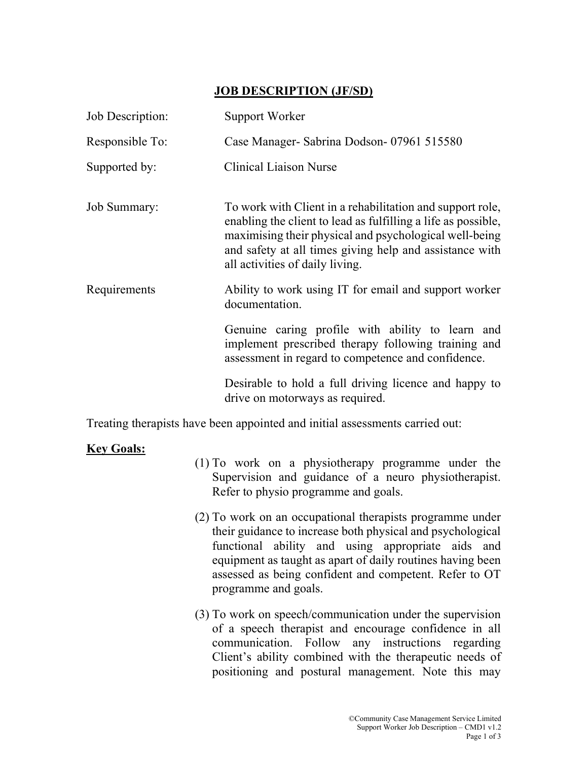# JOB DESCRIPTION (JF/SD)

| | |
|---|---|
| Job Description: | Support Worker |
| Responsible To: | Case Manager- Sabrina Dodson- 07961 515580 |
| Supported by: | Clinical Liaison Nurse |
| Job Summary: | To work with Client in a rehabilitation and support role, enabling the client to lead as fulfilling a life as possible, maximising their physical and psychological well-being and safety at all times giving help and assistance with all activities of daily living. |
| Requirements | Ability to work using IT for email and support worker documentation.<br><br>Genuine caring profile with ability to learn and implement prescribed therapy following training and assessment in regard to competence and confidence.<br><br>Desirable to hold a full driving licence and happy to drive on motorways as required. |

Treating therapists have been appointed and initial assessments carried out:

**Key Goals:**

(1) To work on a physiotherapy programme under the Supervision and guidance of a neuro physiotherapist. Refer to physio programme and goals.

(2) To work on an occupational therapists programme under their guidance to increase both physical and psychological functional ability and using appropriate aids and equipment as taught as apart of daily routines having been assessed as being confident and competent. Refer to OT programme and goals.

(3) To work on speech/communication under the supervision of a speech therapist and encourage confidence in all communication. Follow any instructions regarding Client's ability combined with the therapeutic needs of positioning and postural management. Note this may

©Community Case Management Service Limited
Support Worker Job Description – CMD1 v1.2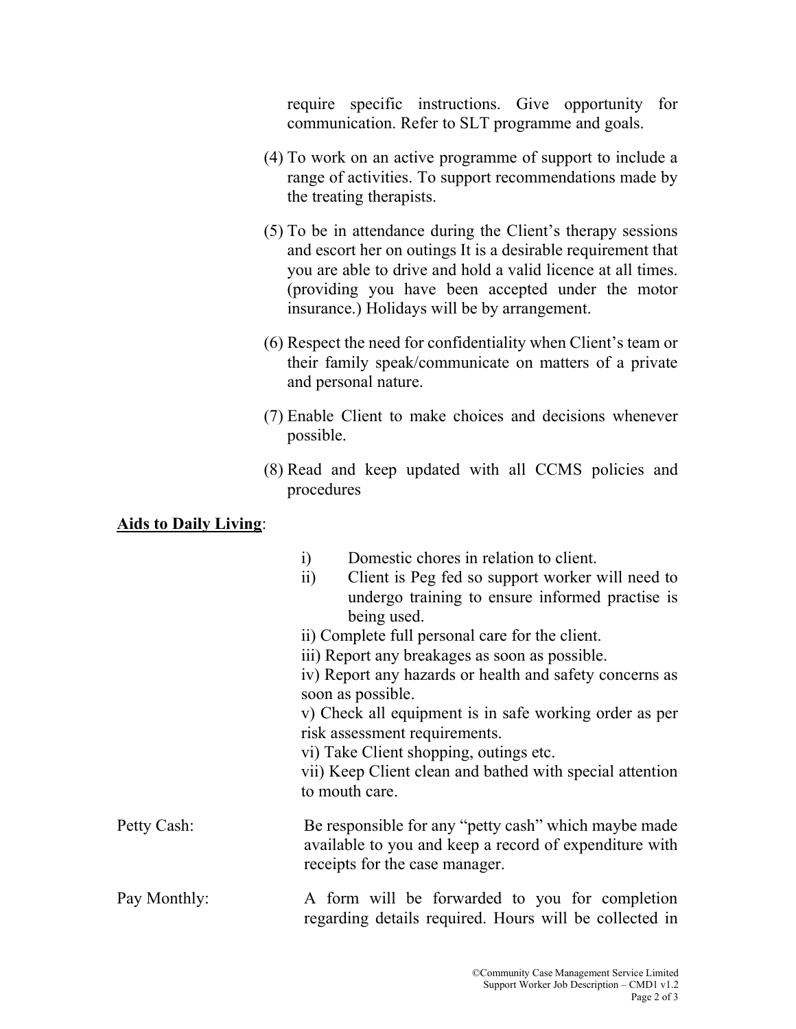require specific instructions. Give opportunity for communication. Refer to SLT programme and goals.

(4) To work on an active programme of support to include a range of activities. To support recommendations made by the treating therapists.

(5) To be in attendance during the Client's therapy sessions and escort her on outings It is a desirable requirement that you are able to drive and hold a valid licence at all times. (providing you have been accepted under the motor insurance.) Holidays will be by arrangement.

(6) Respect the need for confidentiality when Client's team or their family speak/communicate on matters of a private and personal nature.

(7) Enable Client to make choices and decisions whenever possible.

(8) Read and keep updated with all CCMS policies and procedures

**<u>Aids to Daily Living</u>**:

i) Domestic chores in relation to client.
ii) Client is Peg fed so support worker will need to undergo training to ensure informed practise is being used.
ii) Complete full personal care for the client.
iii) Report any breakages as soon as possible.
iv) Report any hazards or health and safety concerns as soon as possible.
v) Check all equipment is in safe working order as per risk assessment requirements.
vi) Take Client shopping, outings etc.
vii) Keep Client clean and bathed with special attention to mouth care.

Petty Cash: Be responsible for any "petty cash" which maybe made available to you and keep a record of expenditure with receipts for the case manager.

Pay Monthly: A form will be forwarded to you for completion regarding details required. Hours will be collected in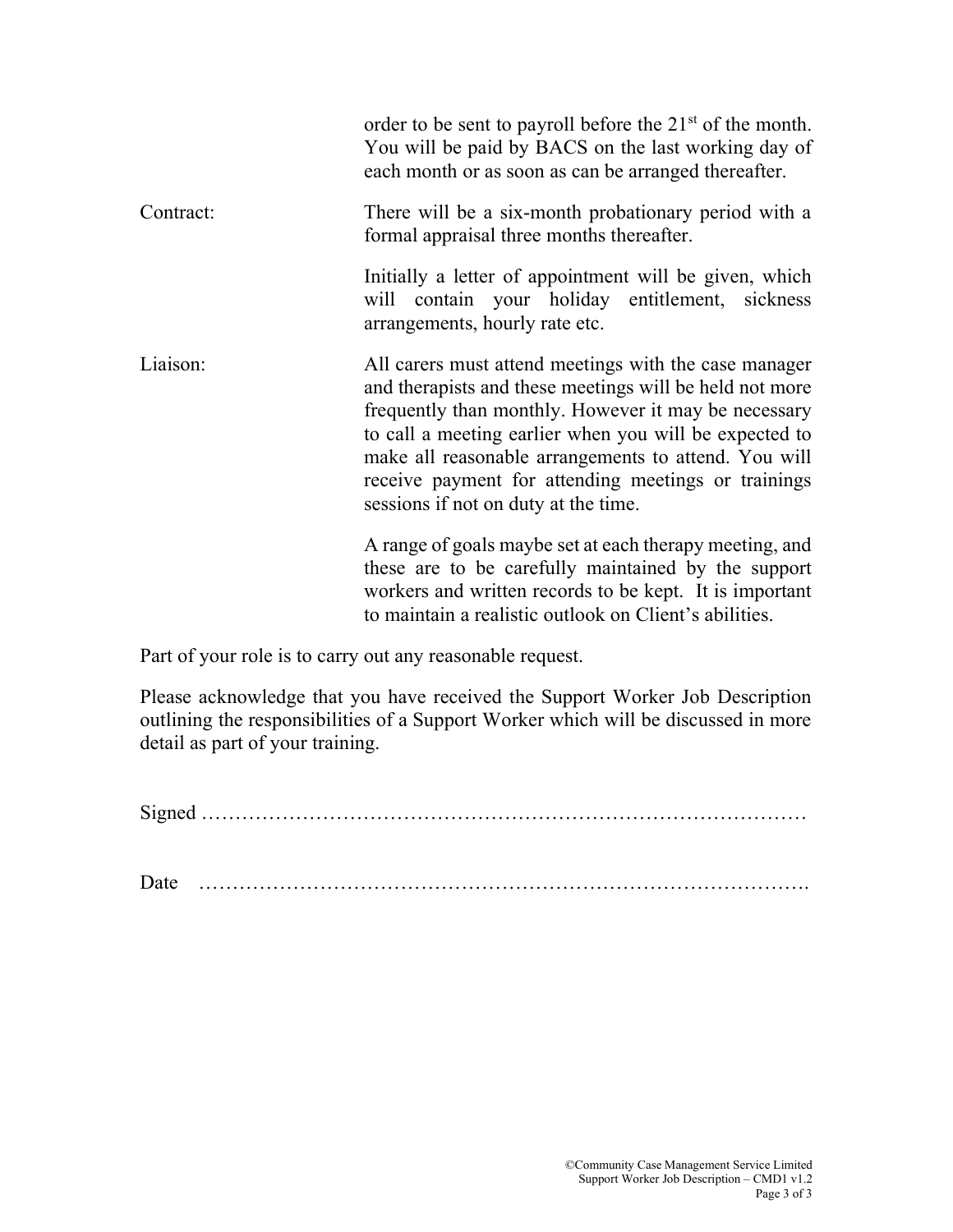order to be sent to payroll before the 21st of the month. You will be paid by BACS on the last working day of each month or as soon as can be arranged thereafter.

Contract: There will be a six-month probationary period with a formal appraisal three months thereafter.

Initially a letter of appointment will be given, which will contain your holiday entitlement, sickness arrangements, hourly rate etc.

Liaison: All carers must attend meetings with the case manager and therapists and these meetings will be held not more frequently than monthly. However it may be necessary to call a meeting earlier when you will be expected to make all reasonable arrangements to attend. You will receive payment for attending meetings or trainings sessions if not on duty at the time.

A range of goals maybe set at each therapy meeting, and these are to be carefully maintained by the support workers and written records to be kept. It is important to maintain a realistic outlook on Client's abilities.

Part of your role is to carry out any reasonable request.

Please acknowledge that you have received the Support Worker Job Description outlining the responsibilities of a Support Worker which will be discussed in more detail as part of your training.

Signed ……………………………………………………………………………

Date ……………………………………………………………………………….

©Community Case Management Service Limited
Support Worker Job Description – CMD1 v1.2